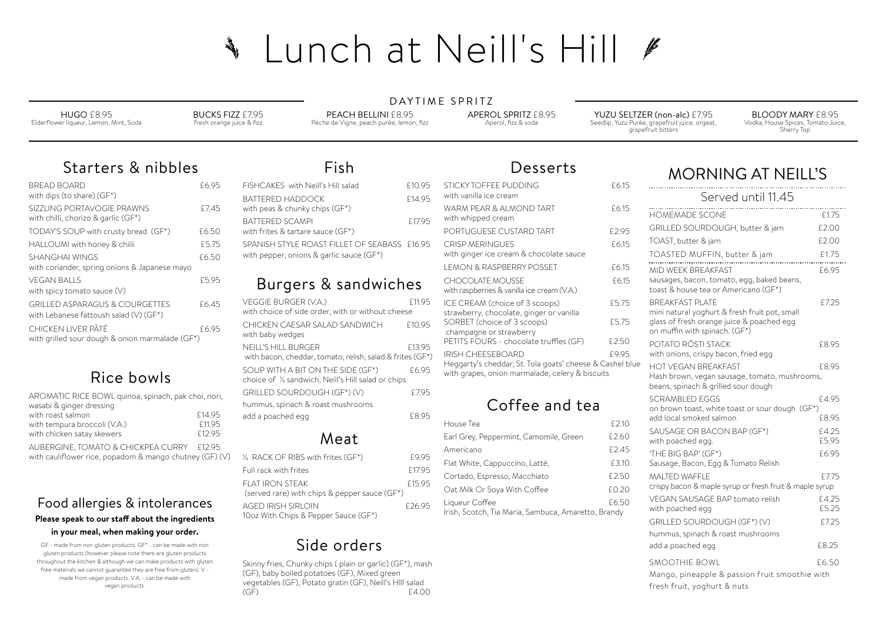# Lunch at Neill's Hill

## DAYTIME SPRITZ

**HUGO** £8.95
Elderflower liqueur, Lemon, Mint, Soda

**BUCKS FIZZ** £7.95
fresh orange juice & fizz

**PEACH BELLINI** £8.95
Péche de Vigne, peach purée, lemon, fizz

**APEROL SPRITZ** £8.95
Aperol, fizz & soda

**YUZU SELTZER (non-alc)** £7.95
Seedlip, Yuzu Purée, grapefruit juice, orgeat, grapefruit bitters

**BLOODY MARY** £8.95
Vodka, House Spices, Tomato Juice, Sherry Top

## Starters & nibbles

| Item | Price |
|---|---|
| BREAD BOARD with dips (to share) (GF*) | £6.95 |
| SIZZLING PORTAVOGIE PRAWNS with chilli, chorizo & garlic (GF*) | £7.45 |
| TODAY'S SOUP with crusty bread (GF*) | £6.50 |
| HALLOUMI with honey & chilli | £5.75 |
| SHANGHAI WINGS with coriander, spring onions & Japanese mayo | £6.50 |
| VEGAN BALLS with spicy tomato sauce (V) | £5.95 |
| GRILLED ASPARAGUS & COURGETTES with Lebanese fattoush salad (V) (GF*) | £6.45 |
| CHICKEN LIVER PÂTÉ with grilled sour dough & onion marmalade (GF*) | £6.95 |

## Rice bowls

AROMATIC RICE BOWL quinoa, spinach, pak choi, nori, wasabi & ginger dressing

| Item | Price |
|---|---|
| with roast salmon | £14.95 |
| with tempura broccoli (V.A.) | £11.95 |
| with chicken satay skewers | £12.95 |

AUBERGINE, TOMATO & CHICKPEA CURRY £12.95
with cauliflower rice, popadom & mango chutney (GF) (V)

## Food allergies & intolerances

**Please speak to our staff about the ingredients in your meal, when making your order.**

GF - made from non gluten products. GF* - can be made with non gluten products (however please note there are gluten products throughout the kitchen & although we can make products with gluten free materials we cannot guarantee they are free from gluten). V - made from vegan products. V.A. - can be made with vegan products.

## Fish

| Item | Price |
|---|---|
| FISHCAKES with Neill's Hill salad | £10.95 |
| BATTERED HADDOCK with peas & chunky chips (GF*) | £14.95 |
| BATTERED SCAMPI with frites & tartare sauce (GF*) | £17.95 |
| SPANISH STYLE ROAST FILLET OF SEABASS with pepper, onions & garlic sauce (GF*) | £16.95 |

## Burgers & sandwiches

| Item | Price |
|---|---|
| VEGGIE BURGER (V.A.) with choice of side order, with or without cheese | £11.95 |
| CHICKEN CAESAR SALAD SANDWICH with baby wedges | £10.95 |
| NEILL'S HILL BURGER with bacon, cheddar, tomato, relish, salad & frites (GF*) | £13.95 |
| SOUP WITH A BIT ON THE SIDE (GF*) choice of ½ sandwich, Neill's Hill salad or chips | £6.95 |
| GRILLED SOURDOUGH (GF*) (V) hummus, spinach & roast mushrooms | £7.95 |
| add a poached egg | £8.95 |

## Meat

| Item | Price |
|---|---|
| ½ RACK OF RIBS with frites (GF*) | £9.95 |
| Full rack with frites | £17.95 |
| FLAT IRON STEAK (served rare) with chips & pepper sauce (GF*) | £15.95 |
| AGED IRISH SIRLOIN 10oz With Chips & Pepper Sauce (GF*) | £26.95 |

## Side orders

Skinny fries, Chunky chips ( plain or garlic) (GF*), mash (GF), baby boiled potatoes (GF), Mixed green vegetables (GF), Potato gratin (GF), Neill's HIll salad (GF) £4.00

## Desserts

| Item | Price |
|---|---|
| STICKY TOFFEE PUDDING with vanilla ice cream | £6.15 |
| WARM PEAR & ALMOND TART with whipped cream | £6.15 |
| PORTUGUESE CUSTARD TART | £2.95 |
| CRISP MERINGUES with ginger ice cream & chocolate sauce | £6.15 |
| LEMON & RASPBERRY POSSET | £6.15 |
| CHOCOLATE MOUSSE with raspberries & vanilla ice cream (V.A.) | £6.15 |
| ICE CREAM (choice of 3 scoops) strawberry, chocolate, ginger or vanilla | £5.75 |
| SORBET (choice of 3 scoops) champagne or strawberry | £5.75 |
| PETITS FOURS - chocolate truffles (GF) | £2.50 |
| IRISH CHEESEBOARD Heggarty's cheddar, St. Tola goats' cheese & Cashel blue with grapes, onion marmalade, celery & biscuits | £9.95 |

## Coffee and tea

| Item | Price |
|---|---|
| House Tea | £2.10 |
| Earl Grey, Peppermint, Camomile, Green | £2.60 |
| Americano | £2.45 |
| Flat White, Cappuccino, Latté, | £3.10 |
| Cortado, Espresso, Macchiato | £2.50 |
| Oat Milk Or Soya With Coffee | £0.20 |
| Liqueur Coffee Irish, Scotch, Tia Maria, Sambuca, Amaretto, Brandy | £6.50 |

## MORNING AT NEILL'S

### Served until 11.45

| Item | Price |
|---|---|
| HOMEMADE SCONE | £1.75 |
| GRILLED SOURDOUGH, butter & jam | £2.00 |
| TOAST, butter & jam | £2.00 |
| TOASTED MUFFIN, butter & jam | £1.75 |
| MID WEEK BREAKFAST sausages, bacon, tomato, egg, baked beans, toast & house tea or Americano (GF*) | £6.95 |
| BREAKFAST PLATE mini natural yoghurt & fresh fruit pot, small glass of fresh orange juice & poached egg on muffin with spinach. (GF*) | £7.25 |
| POTATO RÖSTI STACK with onions, crispy bacon, fried egg | £8.95 |
| HOT VEGAN BREAKFAST Hash brown, vegan sausage, tomato, mushrooms, beans, spinach & grilled sour dough | £8.95 |
| SCRAMBLED EGGS on brown toast, white toast or sour dough (GF*) | £4.95 |
| add local smoked salmon | £8.95 |
| SAUSAGE OR BACON BAP (GF*) | £4.25 |
| with poached egg. | £5.95 |
| 'THE BIG BAP' (GF*) Sausage, Bacon, Egg & Tomato Relish | £6.95 |
| MALTED WAFFLE crispy bacon & maple syrup or fresh fruit & maple syrup | £7.75 |
| VEGAN SAUSAGE BAP tomato relish | £4.25 |
| with poached egg | £5.25 |
| GRILLED SOURDOUGH (GF*) (V) hummus, spinach & roast mushrooms | £7.25 |
| add a poached egg | £8.25 |
| SMOOTHIE BOWL Mango, pineapple & passion fruit smoothie with fresh fruit, yoghurt & nuts | £6.50 |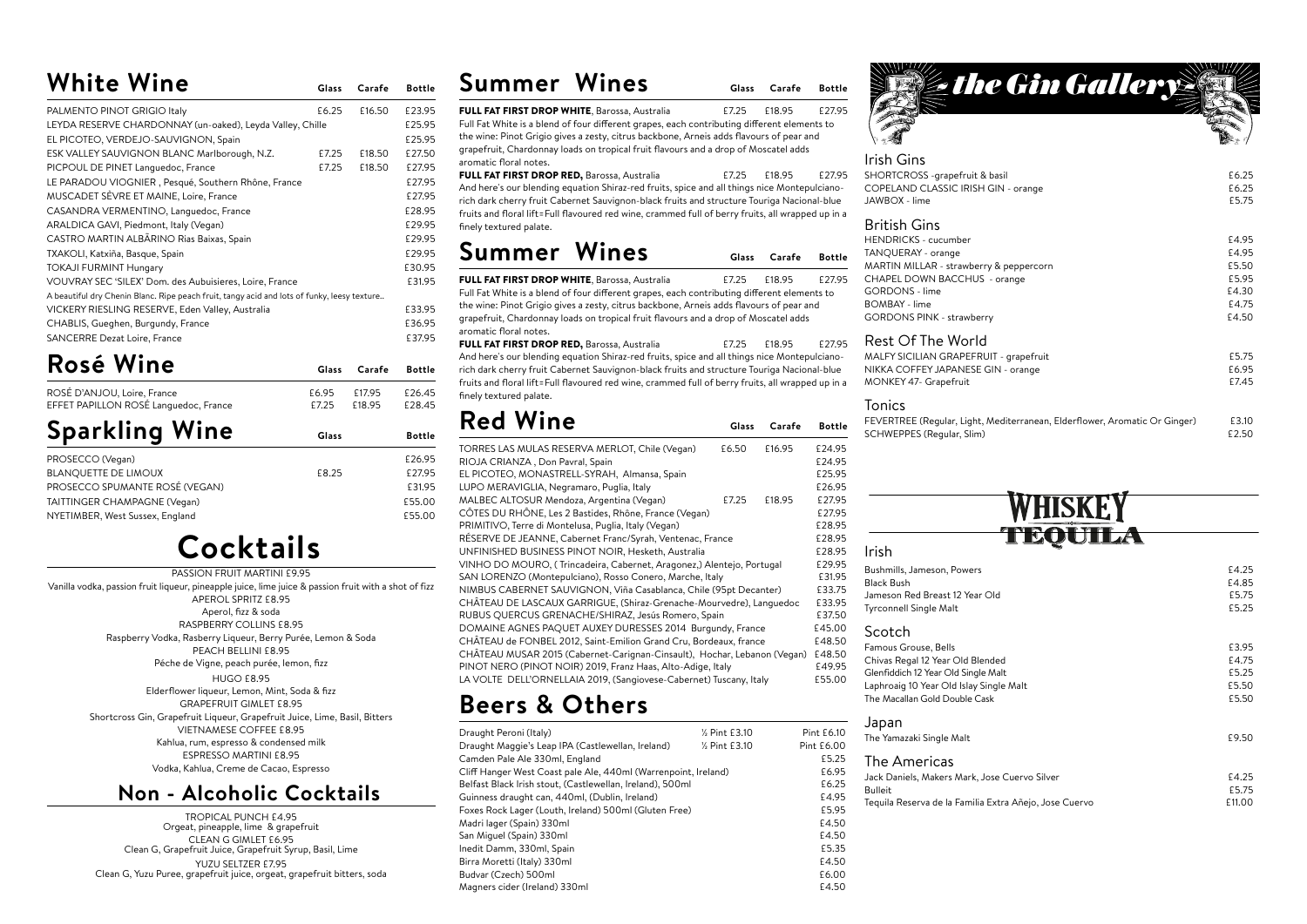## White Wine

| | Glass | Carafe | Bottle |
|---|---|---|---|
| PALMENTO PINOT GRIGIO Italy | £6.25 | £16.50 | £23.95 |
| LEYDA RESERVE CHARDONNAY (un-oaked), Leyda Valley, Chille | | | £25.95 |
| EL PICOTEO, VERDEJO-SAUVIGNON, Spain | | | £25.95 |
| ESK VALLEY SAUVIGNON BLANC Marlborough, N.Z. | £7.25 | £18.50 | £27.50 |
| PICPOUL DE PINET Languedoc, France | £7.25 | £18.50 | £27.95 |
| LE PARADOU VIOGNIER , Pesqué, Southern Rhône, France | | | £27.95 |
| MUSCADET SÈVRE ET MAINE, Loire, France | | | £27.95 |
| CASANDRA VERMENTINO, Languedoc, France | | | £28.95 |
| ARALDICA GAVI, Piedmont, Italy (Vegan) | | | £29.95 |
| CASTRO MARTIN ALBĀRINO Rias Baixas, Spain | | | £29.95 |
| TXAKOLI, Katxiña, Basque, Spain | | | £29.95 |
| TOKAJI FURMINT Hungary | | | £30.95 |
| VOUVRAY SEC 'SILEX' Dom. des Aubuisieres, Loire, France<br>A beautiful dry Chenin Blanc. Ripe peach fruit, tangy acid and lots of funky, leesy texture.. | | | £31.95 |
| VICKERY RIESLING RESERVE, Eden Valley, Australia | | | £33.95 |
| CHABLIS, Gueghen, Burgundy, France | | | £36.95 |
| SANCERRE Dezat Loire, France | | | £37.95 |

## Rosé Wine

| | Glass | Carafe | Bottle |
|---|---|---|---|
| ROSÉ D'ANJOU, Loire, France | £6.95 | £17.95 | £26.45 |
| EFFET PAPILLON ROSÉ Languedoc, France | £7.25 | £18.95 | £28.45 |

## Sparkling Wine

| | Glass | Bottle |
|---|---|---|
| PROSECCO (Vegan) | | £26.95 |
| BLANQUETTE DE LIMOUX | £8.25 | £27.95 |
| PROSECCO SPUMANTE ROSÉ (VEGAN) | | £31.95 |
| TAITTINGER CHAMPAGNE (Vegan) | | £55.00 |
| NYETIMBER, West Sussex, England | | £55.00 |

# Cocktails

PASSION FRUIT MARTINI £9.95
Vanilla vodka, passion fruit liqueur, pineapple juice, lime juice & passion fruit with a shot of fizz

APEROL SPRITZ £8.95
Aperol, fizz & soda

RASPBERRY COLLINS £8.95
Raspberry Vodka, Rasberry Liqueur, Berry Purée, Lemon & Soda

PEACH BELLINI £8.95
Péche de Vigne, peach purée, fizz

HUGO £8.95
Elderflower liqueur, Lemon, Mint, Soda & fizz

GRAPEFRUIT GIMLET £8.95
Shortcross Gin, Grapefruit Liqueur, Grapefruit Juice, Lime, Basil, Bitters

VIETNAMESE COFFEE £8.95
Kahlua, rum, espresso & condensed milk

ESPRESSO MARTINI £8.95
Vodka, Kahlua, Creme de Cacao, Espresso

## Non - Alcoholic Cocktails

TROPICAL PUNCH £4.95
Orgeat, pineapple, lime & grapefruit

CLEAN G GIMLET £6.95
Clean G, Grapefruit Juice, Grapefruit Syrup, Basil, Lime

YUZU SELTZER £7.95
Clean G, Yuzu Puree, grapefruit juice, orgeat, grapefruit bitters, soda

## Summer Wines

| | Glass | Carafe | Bottle |
|---|---|---|---|
| **FULL FAT FIRST DROP WHITE**, Barossa, Australia | £7.25 | £18.95 | £27.95 |

Full Fat White is a blend of four different grapes, each contributing different elements to the wine: Pinot Grigio gives a zesty, citrus backbone, Arneis adds flavours of pear and grapefruit, Chardonnay loads on tropical fruit flavours and a drop of Moscatel adds aromatic floral notes.

| | Glass | Carafe | Bottle |
|---|---|---|---|
| **FULL FAT FIRST DROP RED,** Barossa, Australia | £7.25 | £18.95 | £27.95 |

And here's our blending equation Shiraz-red fruits, spice and all things nice Montepulciano-rich dark cherry fruit Cabernet Sauvignon-black fruits and structure Touriga Nacional-blue fruits and floral lift= Full flavoured red wine, crammed full of berry fruits, all wrapped up in a finely textured palate.

## Summer Wines

| | Glass | Carafe | Bottle |
|---|---|---|---|
| **FULL FAT FIRST DROP WHITE**, Barossa, Australia | £7.25 | £18.95 | £27.95 |

Full Fat White is a blend of four different grapes, each contributing different elements to the wine: Pinot Grigio gives a zesty, citrus backbone, Arneis adds flavours of pear and grapefruit, Chardonnay loads on tropical fruit flavours and a drop of Moscatel adds aromatic floral notes.

| | Glass | Carafe | Bottle |
|---|---|---|---|
| **FULL FAT FIRST DROP RED,** Barossa, Australia | £7.25 | £18.95 | £27.95 |

And here's our blending equation Shiraz-red fruits, spice and all things nice Montepulciano-rich dark cherry fruit Cabernet Sauvignon-black fruits and structure Touriga Nacional-blue fruits and floral lift= Full flavoured red wine, crammed full of berry fruits, all wrapped up in a finely textured palate.

## Red Wine

| | Glass | Carafe | Bottle |
|---|---|---|---|
| TORRES LAS MULAS RESERVA MERLOT, Chile (Vegan) | £6.50 | £16.95 | £24.95 |
| RIOJA CRIANZA , Don Pavral, Spain | | | £24.95 |
| EL PICOTEO, MONASTRELL-SYRAH, Almansa, Spain | | | £25.95 |
| LUPO MERAVIGLIA, Negramaro, Puglia, Italy | | | £26.95 |
| MALBEC ALTOSUR Mendoza, Argentina (Vegan) | £7.25 | £18.95 | £27.95 |
| CÔTES DU RHÔNE, Les 2 Bastides, Rhône, France (Vegan) | | | £27.95 |
| PRIMITIVO, Terre di Montelusa, Puglia, Italy (Vegan) | | | £28.95 |
| RÉSERVE DE JEANNE, Cabernet Franc/Syrah, Ventenac, France | | | £28.95 |
| UNFINISHED BUSINESS PINOT NOIR, Hesketh, Australia | | | £28.95 |
| VINHO DO MOURO, ( Trincadeira, Cabernet, Aragonez,) Alentejo, Portugal | | | £29.95 |
| SAN LORENZO (Montepulciano), Rosso Conero, Marche, Italy | | | £31.95 |
| NIMBUS CABERNET SAUVIGNON, Viña Casablanca, Chile (95pt Decanter) | | | £33.75 |
| CHÂTEAU DE LASCAUX GARRIGUE, (Shiraz-Grenache-Mourvedre), Languedoc | | | £33.95 |
| RUBUS QUERCUS GRENACHE/SHIRAZ, Jesús Romero, Spain | | | £37.50 |
| DOMAINE AGNES PAQUET AUXEY DURESSES 2014 Burgundy, France | | | £45.00 |
| CHÂTEAU de FONBEL 2012, Saint-Emilion Grand Cru, Bordeaux, france | | | £48.50 |
| CHÂTEAU MUSAR 2015 (Cabernet-Carignan-Cinsault), Hochar, Lebanon (Vegan) | | | £48.50 |
| PINOT NERO (PINOT NOIR) 2019, Franz Haas, Alto-Adige, Italy | | | £49.95 |
| LA VOLTE DELL'ORNELLAIA 2019, (Sangiovese-Cabernet) Tuscany, Italy | | | £55.00 |

## Beers & Others

| | | |
|---|---|---|
| Draught Peroni (Italy) | ½ Pint £3.10 | Pint £6.10 |
| Draught Maggie's Leap IPA (Castlewellan, Ireland) | ½ Pint £3.10 | Pint £6.00 |
| Camden Pale Ale 330ml, England | | £5.25 |
| Cliff Hanger West Coast pale Ale, 440ml (Warrenpoint, Ireland) | | £6.95 |
| Belfast Black Irish stout, (Castlewellan, Ireland), 500ml | | £6.25 |
| Guinness draught can, 440ml, (Dublin, Ireland) | | £4.95 |
| Foxes Rock Lager (Louth, Ireland) 500ml (Gluten Free) | | £5.95 |
| Madri lager (Spain) 330ml | | £4.50 |
| San Miguel (Spain) 330ml | | £4.50 |
| Inedit Damm, 330ml, Spain | | £5.35 |
| Birra Moretti (Italy) 330ml | | £4.50 |
| Budvar (Czech) 500ml | | £6.00 |
| Magners cider (Ireland) 330ml | | £4.50 |

# the Gin Gallery

### Irish Gins

| | |
|---|---|
| SHORTCROSS -grapefruit & basil | £6.25 |
| COPELAND CLASSIC IRISH GIN - orange | £6.25 |
| JAWBOX - lime | £5.75 |

### British Gins

| | |
|---|---|
| HENDRICKS - cucumber | £4.95 |
| TANQUERAY - orange | £4.95 |
| MARTIN MILLAR - strawberry & peppercorn | £5.50 |
| CHAPEL DOWN BACCHUS - orange | £5.95 |
| GORDONS - lime | £4.30 |
| BOMBAY - lime | £4.75 |
| GORDONS PINK - strawberry | £4.50 |

### Rest Of The World

| | |
|---|---|
| MALFY SICILIAN GRAPEFRUIT - grapefruit | £5.75 |
| NIKKA COFFEY JAPANESE GIN - orange | £6.95 |
| MONKEY 47- Grapefruit | £7.45 |

### Tonics

| | |
|---|---|
| FEVERTREE (Regular, Light, Mediterranean, Elderflower, Aromatic Or Ginger) | £3.10 |
| SCHWEPPES (Regular, Slim) | £2.50 |

# WHISKEY & TEQUILA

### Irish

| | |
|---|---|
| Bushmills, Jameson, Powers | £4.25 |
| Black Bush | £4.85 |
| Jameson Red Breast 12 Year Old | £5.75 |
| Tyrconnell Single Malt | £5.25 |

### Scotch

| | |
|---|---|
| Famous Grouse, Bells | £3.95 |
| Chivas Regal 12 Year Old Blended | £4.75 |
| Glenfiddich 12 Year Old Single Malt | £5.25 |
| Laphroaig 10 Year Old Islay Single Malt | £5.50 |
| The Macallan Gold Double Cask | £5.50 |

### Japan

| | |
|---|---|
| The Yamazaki Single Malt | £9.50 |

### The Americas

| | |
|---|---|
| Jack Daniels, Makers Mark, Jose Cuervo Silver | £4.25 |
| Bulleit | £5.75 |
| Tequila Reserva de la Familia Extra Añejo, Jose Cuervo | £11.00 |